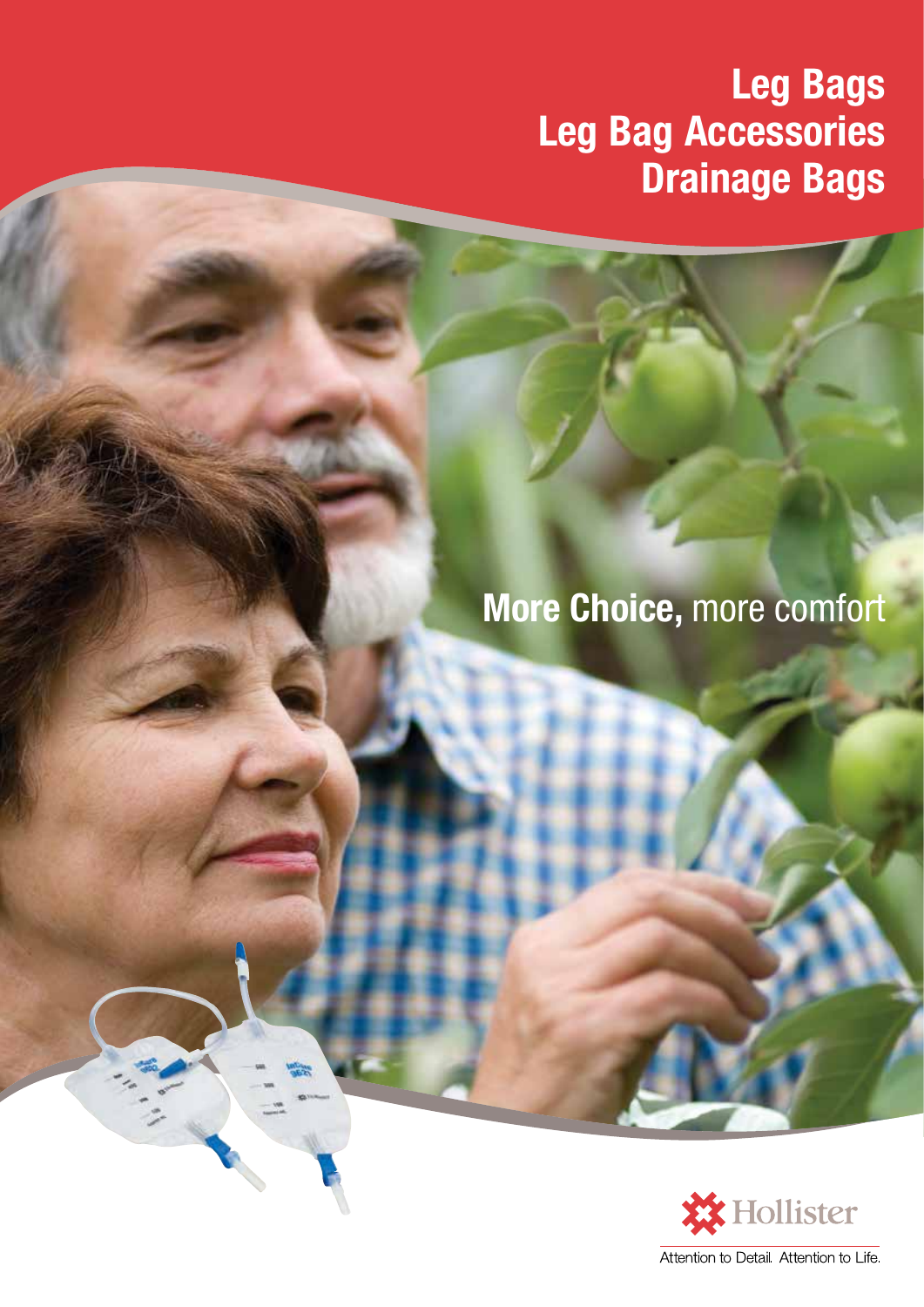# Leg Bags
# Leg Bag Accessories
# Drainage Bags

**More Choice,** more comfort

Hollister

Attention to Detail. Attention to Life.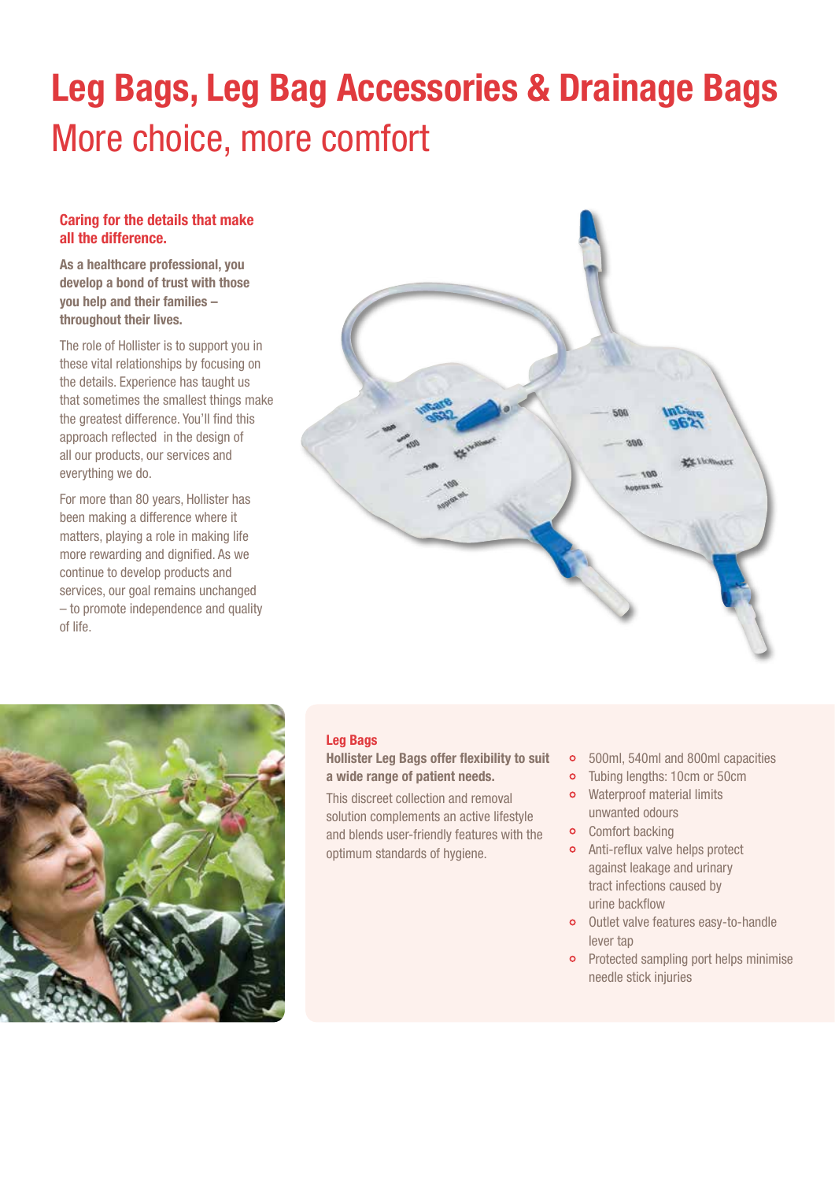# Leg Bags, Leg Bag Accessories & Drainage Bags

## More choice, more comfort

### Caring for the details that make all the difference.

**As a healthcare professional, you develop a bond of trust with those you help and their families – throughout their lives.**

The role of Hollister is to support you in these vital relationships by focusing on the details. Experience has taught us that sometimes the smallest things make the greatest difference. You'll find this approach reflected in the design of all our products, our services and everything we do.

For more than 80 years, Hollister has been making a difference where it matters, playing a role in making life more rewarding and dignified. As we continue to develop products and services, our goal remains unchanged – to promote independence and quality of life.

### Leg Bags

**Hollister Leg Bags offer flexibility to suit a wide range of patient needs.**

This discreet collection and removal solution complements an active lifestyle and blends user-friendly features with the optimum standards of hygiene.

- 500ml, 540ml and 800ml capacities
- Tubing lengths: 10cm or 50cm
- Waterproof material limits unwanted odours
- Comfort backing
- Anti-reflux valve helps protect against leakage and urinary tract infections caused by urine backflow
- Outlet valve features easy-to-handle lever tap
- Protected sampling port helps minimise needle stick injuries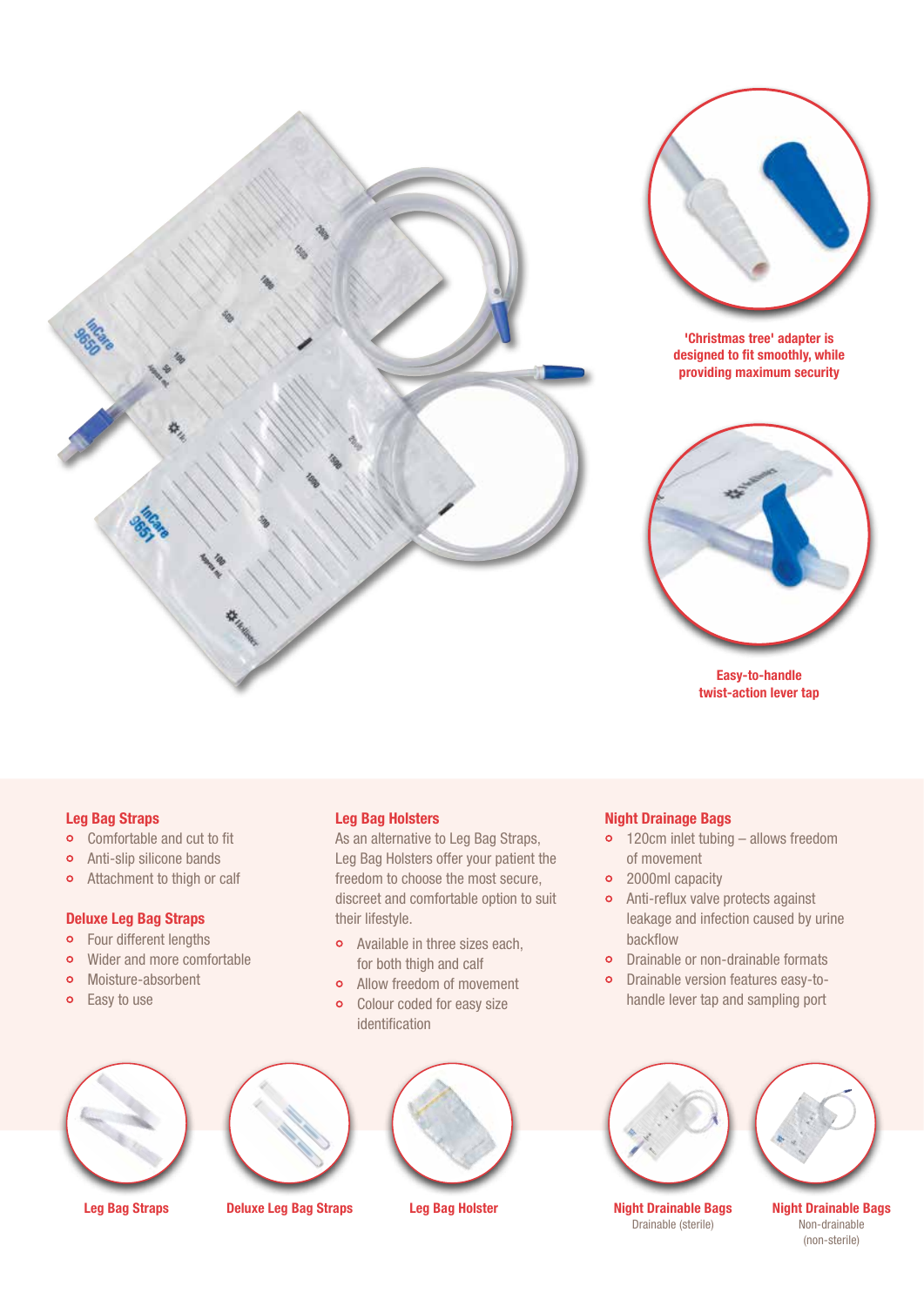'Christmas tree' adapter is designed to fit smoothly, while providing maximum security

Easy-to-handle twist-action lever tap

### Leg Bag Straps

- Comfortable and cut to fit
- Anti-slip silicone bands
- Attachment to thigh or calf

### Deluxe Leg Bag Straps

- Four different lengths
- Wider and more comfortable
- Moisture-absorbent
- Easy to use

### Leg Bag Holsters

As an alternative to Leg Bag Straps, Leg Bag Holsters offer your patient the freedom to choose the most secure, discreet and comfortable option to suit their lifestyle.

- Available in three sizes each, for both thigh and calf
- Allow freedom of movement
- Colour coded for easy size identification

### Night Drainage Bags

- 120cm inlet tubing – allows freedom of movement
- 2000ml capacity
- Anti-reflux valve protects against leakage and infection caused by urine backflow
- Drainable or non-drainable formats
- Drainable version features easy-to-handle lever tap and sampling port

Leg Bag Straps

Deluxe Leg Bag Straps

Leg Bag Holster

Night Drainable Bags
Drainable (sterile)

Night Drainable Bags
Non-drainable (non-sterile)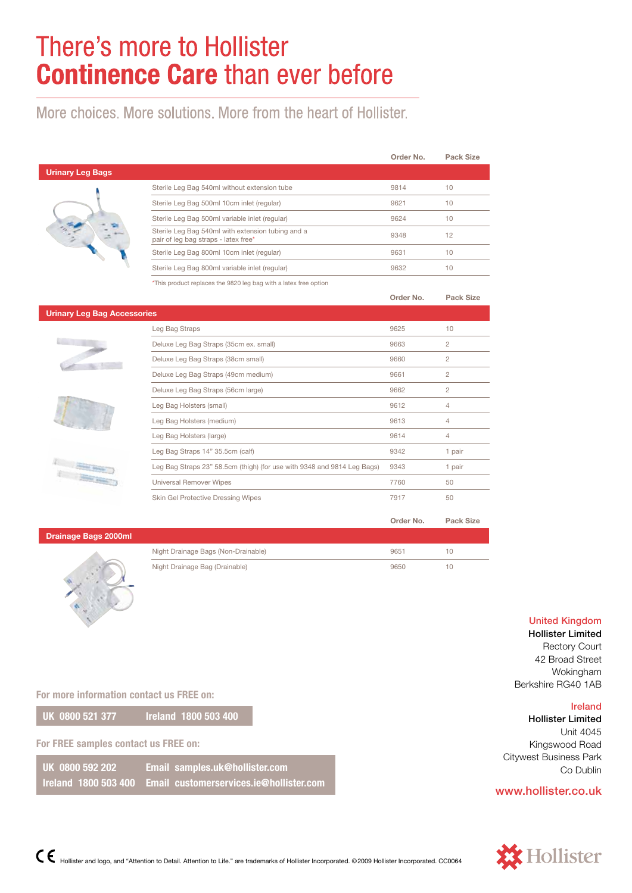# There's more to Hollister **Continence Care** than ever before

More choices. More solutions. More from the heart of Hollister.

| Urinary Leg Bags | Order No. | Pack Size |
|---|---|---|
| Sterile Leg Bag 540ml without extension tube | 9814 | 10 |
| Sterile Leg Bag 500ml 10cm inlet (regular) | 9621 | 10 |
| Sterile Leg Bag 500ml variable inlet (regular) | 9624 | 10 |
| Sterile Leg Bag 540ml with extension tubing and a pair of leg bag straps - latex free* | 9348 | 12 |
| Sterile Leg Bag 800ml 10cm inlet (regular) | 9631 | 10 |
| Sterile Leg Bag 800ml variable inlet (regular) | 9632 | 10 |

*This product replaces the 9820 leg bag with a latex free option

| Urinary Leg Bag Accessories | Order No. | Pack Size |
|---|---|---|
| Leg Bag Straps | 9625 | 10 |
| Deluxe Leg Bag Straps (35cm ex. small) | 9663 | 2 |
| Deluxe Leg Bag Straps (38cm small) | 9660 | 2 |
| Deluxe Leg Bag Straps (49cm medium) | 9661 | 2 |
| Deluxe Leg Bag Straps (56cm large) | 9662 | 2 |
| Leg Bag Holsters (small) | 9612 | 4 |
| Leg Bag Holsters (medium) | 9613 | 4 |
| Leg Bag Holsters (large) | 9614 | 4 |
| Leg Bag Straps 14" 35.5cm (calf) | 9342 | 1 pair |
| Leg Bag Straps 23" 58.5cm (thigh) (for use with 9348 and 9814 Leg Bags) | 9343 | 1 pair |
| Universal Remover Wipes | 7760 | 50 |
| Skin Gel Protective Dressing Wipes | 7917 | 50 |

| Drainage Bags 2000ml | Order No. | Pack Size |
|---|---|---|
| Night Drainage Bags (Non-Drainable) | 9651 | 10 |
| Night Drainage Bag (Drainable) | 9650 | 10 |

**For more information contact us FREE on:**

UK 0800 521 377 Ireland 1800 503 400

**For FREE samples contact us FREE on:**

UK 0800 592 202 Email samples.uk@hollister.com
Ireland 1800 503 400 Email customerservices.ie@hollister.com

**United Kingdom**
**Hollister Limited**
Rectory Court
42 Broad Street
Wokingham
Berkshire RG40 1AB

**Ireland**
**Hollister Limited**
Unit 4045
Kingswood Road
Citywest Business Park
Co Dublin

www.hollister.co.uk

CE Hollister and logo, and "Attention to Detail. Attention to Life." are trademarks of Hollister Incorporated. ©2009 Hollister Incorporated. CC0064

Hollister